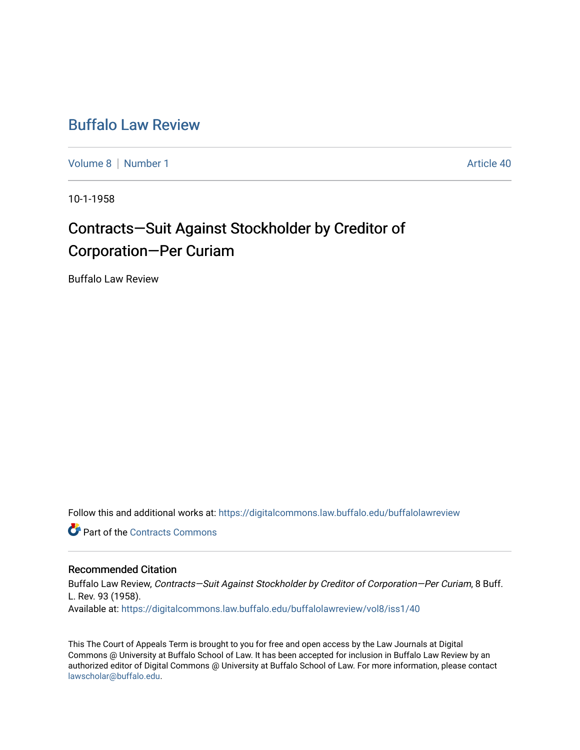# Buffalo Law Review

Volume 8 | Number 1 — Article 40

10-1-1958

## Contracts—Suit Against Stockholder by Creditor of Corporation—Per Curiam

Buffalo Law Review

Follow this and additional works at: https://digitalcommons.law.buffalo.edu/buffalolawreview

Part of the Contracts Commons

### Recommended Citation

Buffalo Law Review, *Contracts—Suit Against Stockholder by Creditor of Corporation—Per Curiam*, 8 Buff. L. Rev. 93 (1958).
Available at: https://digitalcommons.law.buffalo.edu/buffalolawreview/vol8/iss1/40

This The Court of Appeals Term is brought to you for free and open access by the Law Journals at Digital Commons @ University at Buffalo School of Law. It has been accepted for inclusion in Buffalo Law Review by an authorized editor of Digital Commons @ University at Buffalo School of Law. For more information, please contact lawscholar@buffalo.edu.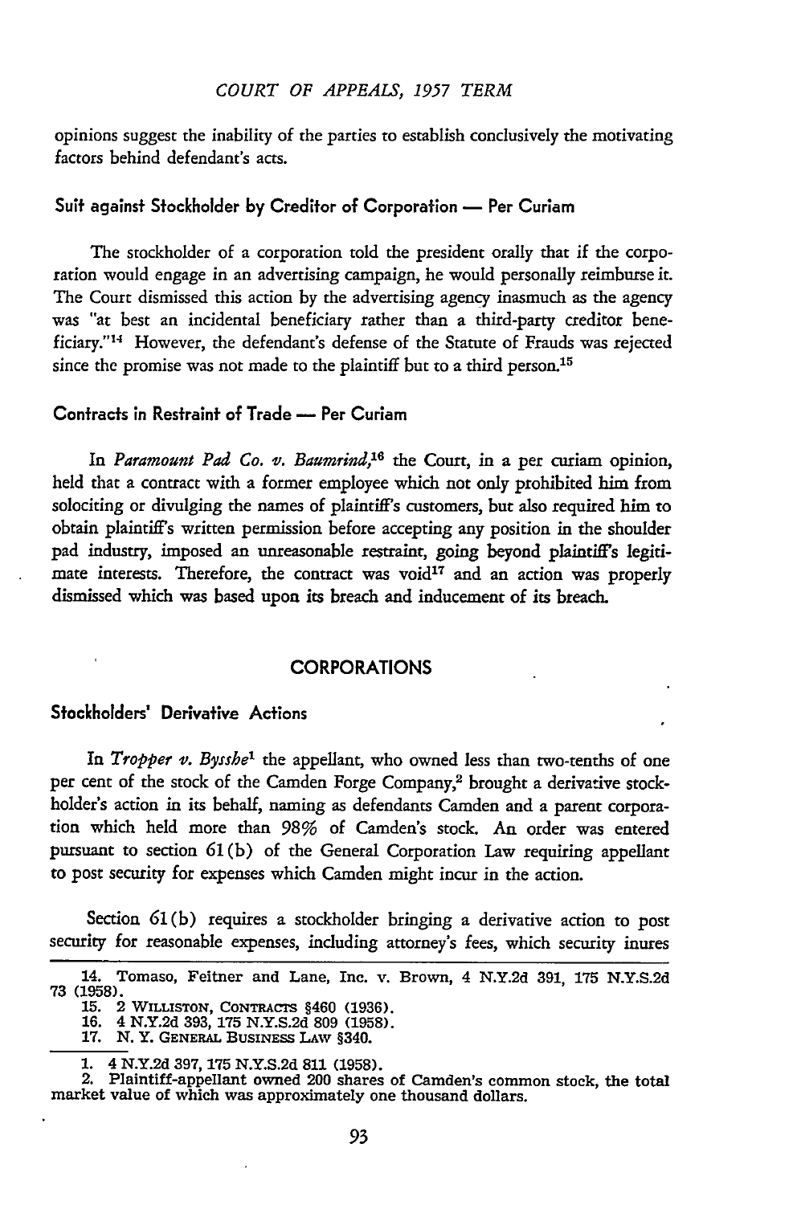opinions suggest the inability of the parties to establish conclusively the motivating factors behind defendant's acts.

### Suit against Stockholder by Creditor of Corporation — Per Curiam

The stockholder of a corporation told the president orally that if the corporation would engage in an advertising campaign, he would personally reimburse it. The Court dismissed this action by the advertising agency inasmuch as the agency was "at best an incidental beneficiary rather than a third-party creditor beneficiary."[14] However, the defendant's defense of the Statute of Frauds was rejected since the promise was not made to the plaintiff but to a third person.[15]

### Contracts in Restraint of Trade — Per Curiam

In *Paramount Pad Co. v. Baumrind*,[16] the Court, in a per curiam opinion, held that a contract with a former employee which not only prohibited him from sologiting or divulging the names of plaintiff's customers, but also required him to obtain plaintiff's written permission before accepting any position in the shoulder pad industry, imposed an unreasonable restraint, going beyond plaintiff's legitimate interests. Therefore, the contract was void[17] and an action was properly dismissed which was based upon its breach and inducement of its breach.

## CORPORATIONS

### Stockholders' Derivative Actions

In *Tropper v. Bysshe*[1] the appellant, who owned less than two-tenths of one per cent of the stock of the Camden Forge Company,[2] brought a derivative stockholder's action in its behalf, naming as defendants Camden and a parent corporation which held more than 98% of Camden's stock. An order was entered pursuant to section 61(b) of the General Corporation Law requiring appellant to post security for expenses which Camden might incur in the action.

Section 61(b) requires a stockholder bringing a derivative action to post security for reasonable expenses, including attorney's fees, which security inures

---

14. Tomaso, Feitner and Lane, Inc. v. Brown, 4 N.Y.2d 391, 175 N.Y.S.2d 73 (1958).
15. 2 WILLISTON, CONTRACTS §460 (1936).
16. 4 N.Y.2d 393, 175 N.Y.S.2d 809 (1958).
17. N. Y. GENERAL BUSINESS LAW §340.

1. 4 N.Y.2d 397, 175 N.Y.S.2d 811 (1958).
2. Plaintiff-appellant owned 200 shares of Camden's common stock, the total market value of which was approximately one thousand dollars.